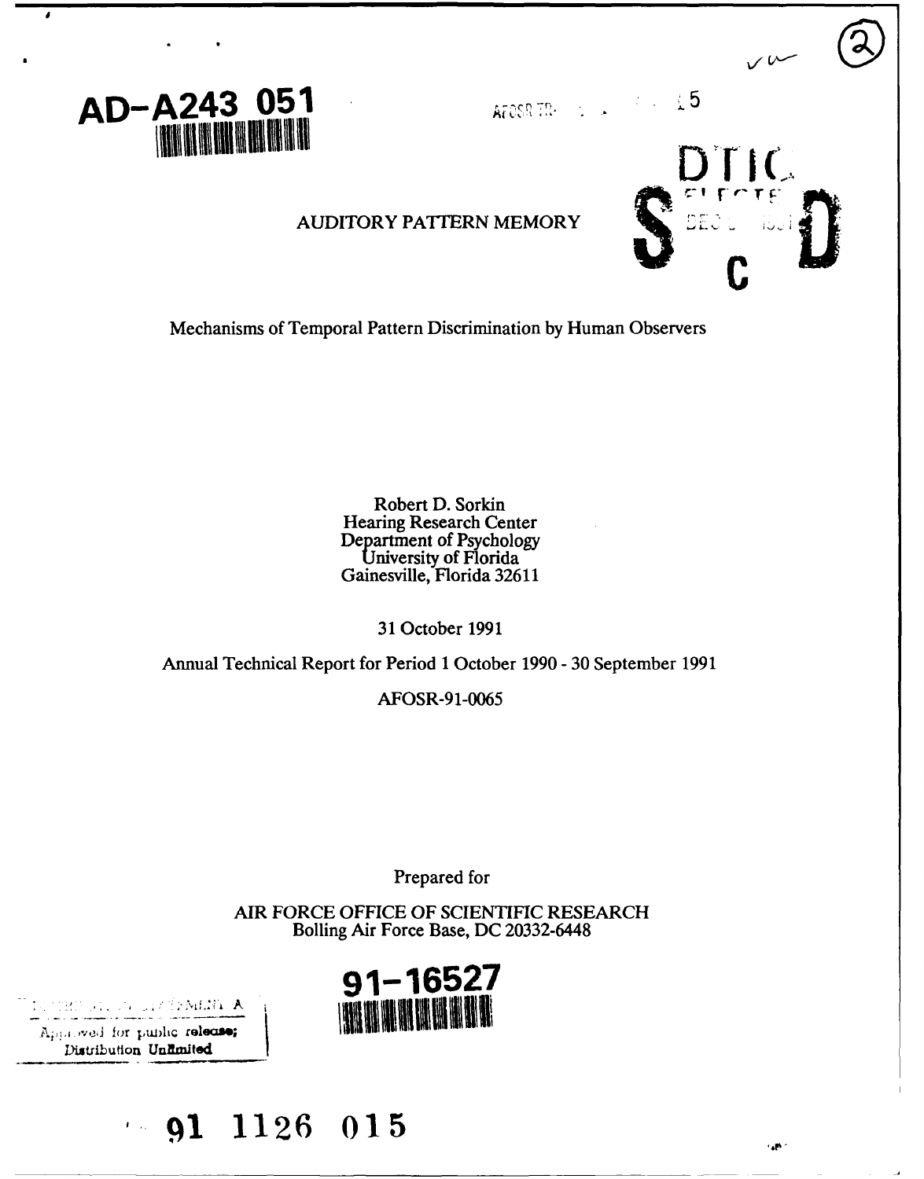AD-A243 051

AFOSR-TR- 5

DTIC ELECTE S C D

# AUDITORY PATTERN MEMORY

## Mechanisms of Temporal Pattern Discrimination by Human Observers

Robert D. Sorkin
Hearing Research Center
Department of Psychology
University of Florida
Gainesville, Florida 32611

31 October 1991

Annual Technical Report for Period 1 October 1990 - 30 September 1991

AFOSR-91-0065

Prepared for

AIR FORCE OFFICE OF SCIENTIFIC RESEARCH
Bolling Air Force Base, DC 20332-6448

DISTRIBUTION STATEMENT A
Approved for public release;
Distribution Unlimited

91-16527

91 1126 015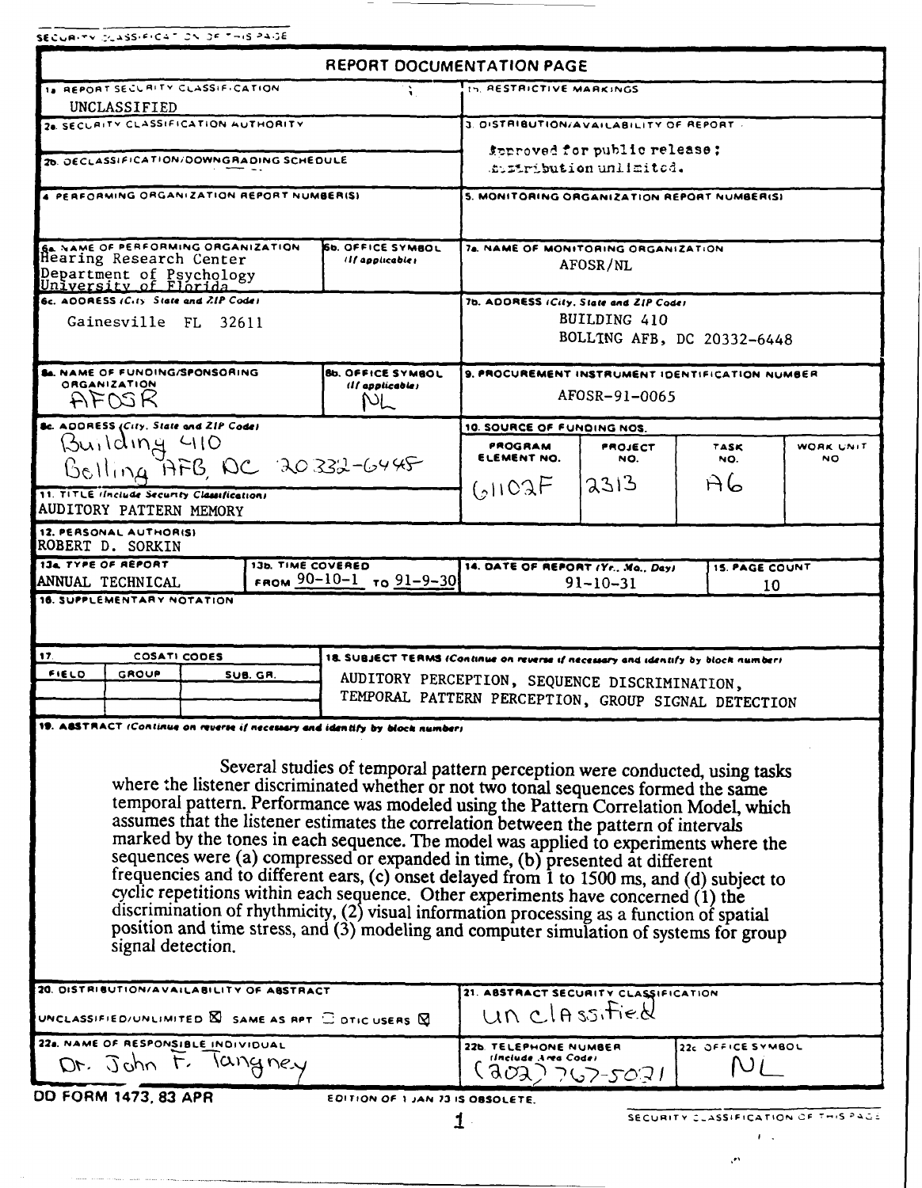SECURITY CLASSIFICATION OF THIS PAGE

# REPORT DOCUMENTATION PAGE

| | |
|---|---|
| 1a. REPORT SECURITY CLASSIFICATION<br>UNCLASSIFIED | 1b. RESTRICTIVE MARKINGS |
| 2a. SECURITY CLASSIFICATION AUTHORITY | 3. DISTRIBUTION/AVAILABILITY OF REPORT<br>Approved for public release; distribution unlimited. |
| 2b. DECLASSIFICATION/DOWNGRADING SCHEDULE | |
| 4. PERFORMING ORGANIZATION REPORT NUMBER(S) | 5. MONITORING ORGANIZATION REPORT NUMBER(S) |
| 6a. NAME OF PERFORMING ORGANIZATION<br>Hearing Research Center<br>Department of Psychology<br>University of Florida<br>6b. OFFICE SYMBOL (If applicable) | 7a. NAME OF MONITORING ORGANIZATION<br>AFOSR/NL |
| 6c. ADDRESS (City, State and ZIP Code)<br>Gainesville FL 32611 | 7b. ADDRESS (City, State and ZIP Code)<br>BUILDING 410<br>BOLLING AFB, DC 20332-6448 |
| 8a. NAME OF FUNDING/SPONSORING ORGANIZATION<br>AFOSR<br>8b. OFFICE SYMBOL (If applicable)<br>NL | 9. PROCUREMENT INSTRUMENT IDENTIFICATION NUMBER<br>AFOSR-91-0065 |
| 8c. ADDRESS (City, State and ZIP Code)<br>Building 410<br>Bolling AFB, DC 20332-6448 | 10. SOURCE OF FUNDING NOS.<br>PROGRAM ELEMENT NO.: 61102F<br>PROJECT NO.: 2313<br>TASK NO.: A6<br>WORK UNIT NO.: |

11. TITLE (Include Security Classification)
AUDITORY PATTERN MEMORY

12. PERSONAL AUTHOR(S)
ROBERT D. SORKIN

| 13a. TYPE OF REPORT | 13b. TIME COVERED | 14. DATE OF REPORT (Yr., Mo., Day) | 15. PAGE COUNT |
|---|---|---|---|
| ANNUAL TECHNICAL | FROM 90-10-1 TO 91-9-30 | 91-10-31 | 10 |

16. SUPPLEMENTARY NOTATION

| 17. COSATI CODES | | | 18. SUBJECT TERMS (Continue on reverse if necessary and identify by block number) |
|---|---|---|---|
| FIELD | GROUP | SUB. GR. | AUDITORY PERCEPTION, SEQUENCE DISCRIMINATION, TEMPORAL PATTERN PERCEPTION, GROUP SIGNAL DETECTION |

19. ABSTRACT (Continue on reverse if necessary and identify by block number)

Several studies of temporal pattern perception were conducted, using tasks where the listener discriminated whether or not two tonal sequences formed the same temporal pattern. Performance was modeled using the Pattern Correlation Model, which assumes that the listener estimates the correlation between the pattern of intervals marked by the tones in each sequence. The model was applied to experiments where the sequences were (a) compressed or expanded in time, (b) presented at different frequencies and to different ears, (c) onset delayed from 1 to 1500 ms, and (d) subject to cyclic repetitions within each sequence. Other experiments have concerned (1) the discrimination of rhythmicity, (2) visual information processing as a function of spatial position and time stress, and (3) modeling and computer simulation of systems for group signal detection.

| | |
|---|---|
| 20. DISTRIBUTION/AVAILABILITY OF ABSTRACT<br>UNCLASSIFIED/UNLIMITED ☒ SAME AS RPT ☐ DTIC USERS ☒ | 21. ABSTRACT SECURITY CLASSIFICATION<br>unclassified |
| 22a. NAME OF RESPONSIBLE INDIVIDUAL<br>Dr. John F. Tangney | 22b. TELEPHONE NUMBER (Include Area Code)<br>(202) 767-5021<br>22c. OFFICE SYMBOL<br>NL |

DD FORM 1473, 83 APR EDITION OF 1 JAN 73 IS OBSOLETE.

SECURITY CLASSIFICATION OF THIS PAGE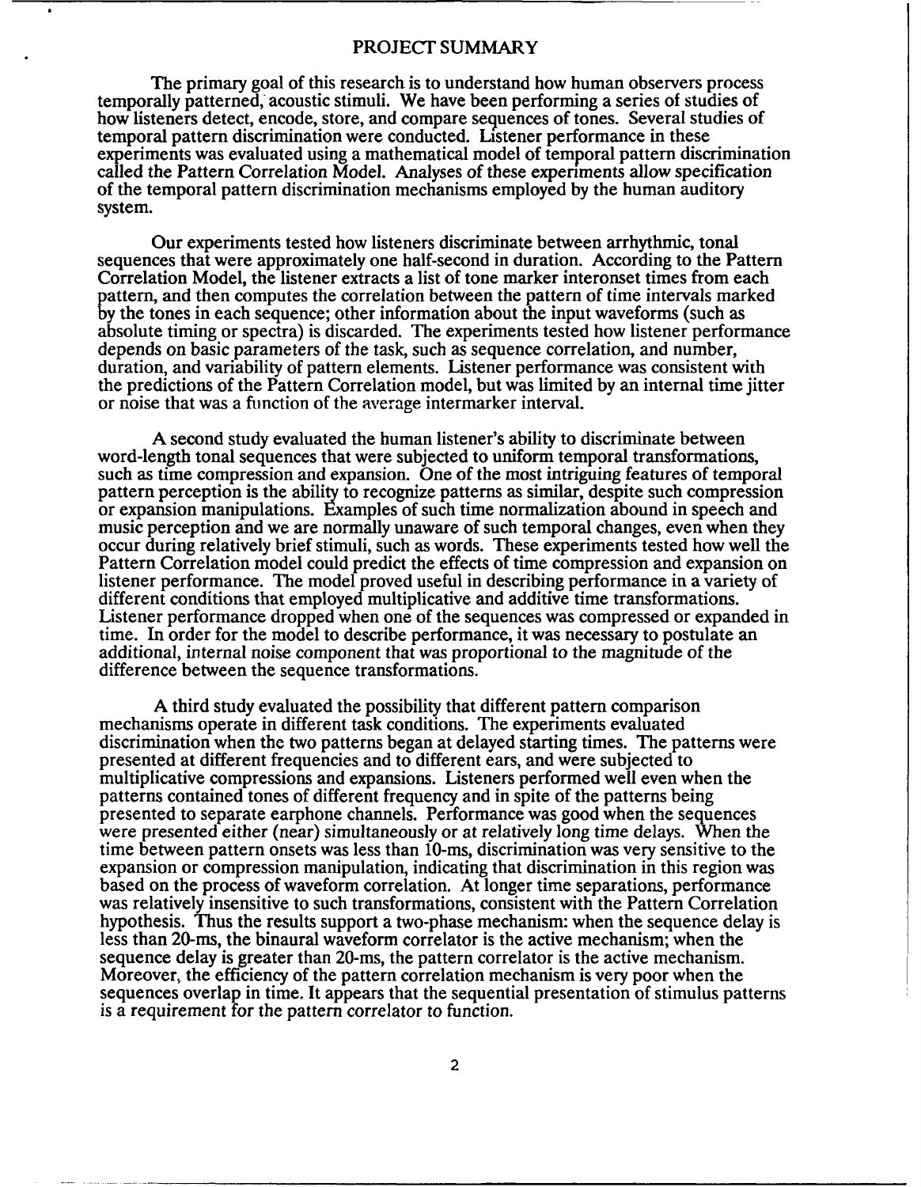# PROJECT SUMMARY

The primary goal of this research is to understand how human observers process temporally patterned, acoustic stimuli. We have been performing a series of studies of how listeners detect, encode, store, and compare sequences of tones. Several studies of temporal pattern discrimination were conducted. Listener performance in these experiments was evaluated using a mathematical model of temporal pattern discrimination called the Pattern Correlation Model. Analyses of these experiments allow specification of the temporal pattern discrimination mechanisms employed by the human auditory system.

Our experiments tested how listeners discriminate between arrhythmic, tonal sequences that were approximately one half-second in duration. According to the Pattern Correlation Model, the listener extracts a list of tone marker interonset times from each pattern, and then computes the correlation between the pattern of time intervals marked by the tones in each sequence; other information about the input waveforms (such as absolute timing or spectra) is discarded. The experiments tested how listener performance depends on basic parameters of the task, such as sequence correlation, and number, duration, and variability of pattern elements. Listener performance was consistent with the predictions of the Pattern Correlation model, but was limited by an internal time jitter or noise that was a function of the average intermarker interval.

A second study evaluated the human listener's ability to discriminate between word-length tonal sequences that were subjected to uniform temporal transformations, such as time compression and expansion. One of the most intriguing features of temporal pattern perception is the ability to recognize patterns as similar, despite such compression or expansion manipulations. Examples of such time normalization abound in speech and music perception and we are normally unaware of such temporal changes, even when they occur during relatively brief stimuli, such as words. These experiments tested how well the Pattern Correlation model could predict the effects of time compression and expansion on listener performance. The model proved useful in describing performance in a variety of different conditions that employed multiplicative and additive time transformations. Listener performance dropped when one of the sequences was compressed or expanded in time. In order for the model to describe performance, it was necessary to postulate an additional, internal noise component that was proportional to the magnitude of the difference between the sequence transformations.

A third study evaluated the possibility that different pattern comparison mechanisms operate in different task conditions. The experiments evaluated discrimination when the two patterns began at delayed starting times. The patterns were presented at different frequencies and to different ears, and were subjected to multiplicative compressions and expansions. Listeners performed well even when the patterns contained tones of different frequency and in spite of the patterns being presented to separate earphone channels. Performance was good when the sequences were presented either (near) simultaneously or at relatively long time delays. When the time between pattern onsets was less than 10-ms, discrimination was very sensitive to the expansion or compression manipulation, indicating that discrimination in this region was based on the process of waveform correlation. At longer time separations, performance was relatively insensitive to such transformations, consistent with the Pattern Correlation hypothesis. Thus the results support a two-phase mechanism: when the sequence delay is less than 20-ms, the binaural waveform correlator is the active mechanism; when the sequence delay is greater than 20-ms, the pattern correlator is the active mechanism. Moreover, the efficiency of the pattern correlation mechanism is very poor when the sequences overlap in time. It appears that the sequential presentation of stimulus patterns is a requirement for the pattern correlator to function.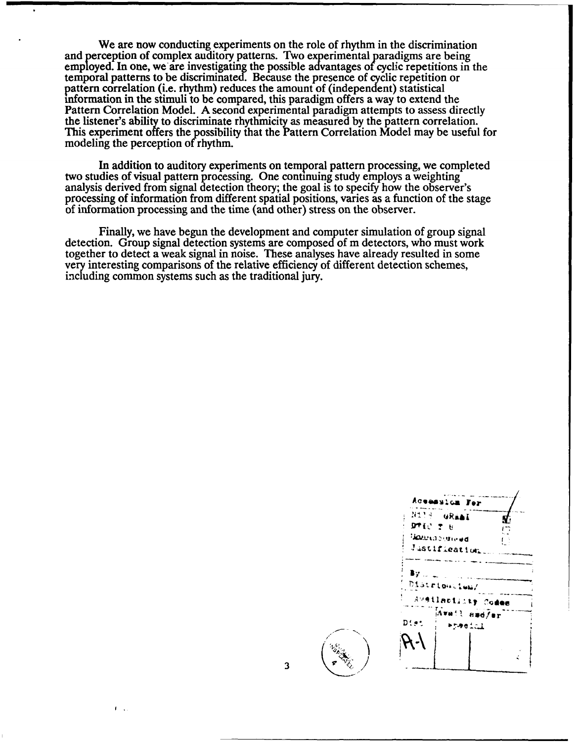We are now conducting experiments on the role of rhythm in the discrimination and perception of complex auditory patterns. Two experimental paradigms are being employed. In one, we are investigating the possible advantages of cyclic repetitions in the temporal patterns to be discriminated. Because the presence of cyclic repetition or pattern correlation (i.e. rhythm) reduces the amount of (independent) statistical information in the stimuli to be compared, this paradigm offers a way to extend the Pattern Correlation Model. A second experimental paradigm attempts to assess directly the listener's ability to discriminate rhythmicity as measured by the pattern correlation. This experiment offers the possibility that the Pattern Correlation Model may be useful for modeling the perception of rhythm.

In addition to auditory experiments on temporal pattern processing, we completed two studies of visual pattern processing. One continuing study employs a weighting analysis derived from signal detection theory; the goal is to specify how the observer's processing of information from different spatial positions, varies as a function of the stage of information processing and the time (and other) stress on the observer.

Finally, we have begun the development and computer simulation of group signal detection. Group signal detection systems are composed of m detectors, who must work together to detect a weak signal in noise. These analyses have already resulted in some very interesting comparisons of the relative efficiency of different detection schemes, including common systems such as the traditional jury.

| Accession For | |
|---|---|
| NTIS GRA&I | ✓ |
| DTIC TAB | |
| Unannounced | |
| Justification | |
| By | |
| Distribution/ | |
| Availability Codes | |
| Dist | Avail and/or Special |
| A-1 | |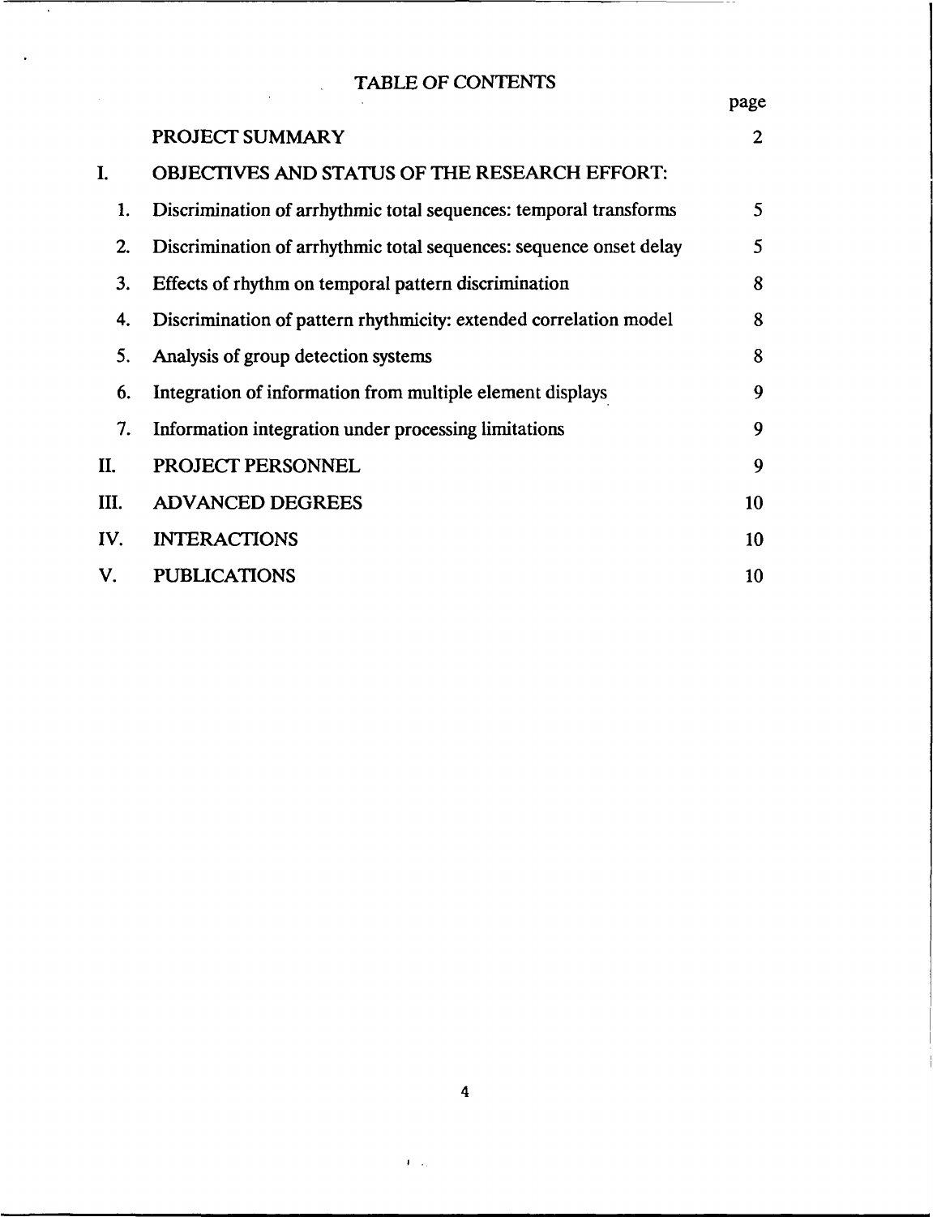# TABLE OF CONTENTS

| | | page |
|---|---|---|
| | PROJECT SUMMARY | 2 |
| I. | OBJECTIVES AND STATUS OF THE RESEARCH EFFORT: | |
| 1. | Discrimination of arrhythmic total sequences: temporal transforms | 5 |
| 2. | Discrimination of arrhythmic total sequences: sequence onset delay | 5 |
| 3. | Effects of rhythm on temporal pattern discrimination | 8 |
| 4. | Discrimination of pattern rhythmicity: extended correlation model | 8 |
| 5. | Analysis of group detection systems | 8 |
| 6. | Integration of information from multiple element displays | 9 |
| 7. | Information integration under processing limitations | 9 |
| II. | PROJECT PERSONNEL | 9 |
| III. | ADVANCED DEGREES | 10 |
| IV. | INTERACTIONS | 10 |
| V. | PUBLICATIONS | 10 |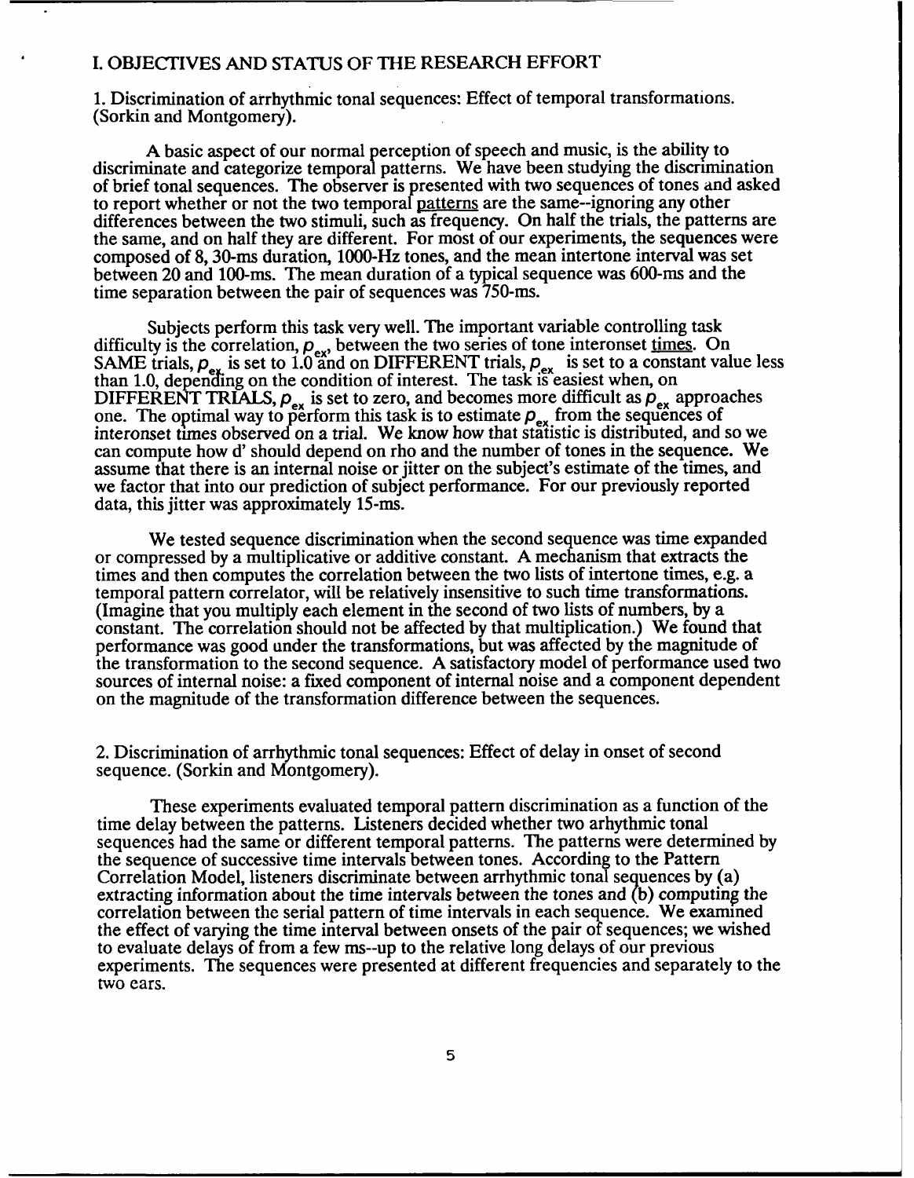# I. OBJECTIVES AND STATUS OF THE RESEARCH EFFORT

## 1. Discrimination of arrhythmic tonal sequences: Effect of temporal transformations. (Sorkin and Montgomery).

A basic aspect of our normal perception of speech and music, is the ability to discriminate and categorize temporal patterns. We have been studying the discrimination of brief tonal sequences. The observer is presented with two sequences of tones and asked to report whether or not the two temporal patterns are the same--ignoring any other differences between the two stimuli, such as frequency. On half the trials, the patterns are the same, and on half they are different. For most of our experiments, the sequences were composed of 8, 30-ms duration, 1000-Hz tones, and the mean intertone interval was set between 20 and 100-ms. The mean duration of a typical sequence was 600-ms and the time separation between the pair of sequences was 750-ms.

Subjects perform this task very well. The important variable controlling task difficulty is the correlation, $\rho_{ex}$, between the two series of tone interonset times. On SAME trials, $\rho_{ex}$ is set to 1.0 and on DIFFERENT trials, $\rho_{ex}$ is set to a constant value less than 1.0, depending on the condition of interest. The task is easiest when, on DIFFERENT TRIALS, $\rho_{ex}$ is set to zero, and becomes more difficult as $\rho_{ex}$ approaches one. The optimal way to perform this task is to estimate $\rho_{ex}$ from the sequences of interonset times observed on a trial. We know how that statistic is distributed, and so we can compute how d' should depend on rho and the number of tones in the sequence. We assume that there is an internal noise or jitter on the subject's estimate of the times, and we factor that into our prediction of subject performance. For our previously reported data, this jitter was approximately 15-ms.

We tested sequence discrimination when the second sequence was time expanded or compressed by a multiplicative or additive constant. A mechanism that extracts the times and then computes the correlation between the two lists of intertone times, e.g. a temporal pattern correlator, will be relatively insensitive to such time transformations. (Imagine that you multiply each element in the second of two lists of numbers, by a constant. The correlation should not be affected by that multiplication.) We found that performance was good under the transformations, but was affected by the magnitude of the transformation to the second sequence. A satisfactory model of performance used two sources of internal noise: a fixed component of internal noise and a component dependent on the magnitude of the transformation difference between the sequences.

## 2. Discrimination of arrhythmic tonal sequences: Effect of delay in onset of second sequence. (Sorkin and Montgomery).

These experiments evaluated temporal pattern discrimination as a function of the time delay between the patterns. Listeners decided whether two arhythmic tonal sequences had the same or different temporal patterns. The patterns were determined by the sequence of successive time intervals between tones. According to the Pattern Correlation Model, listeners discriminate between arrhythmic tonal sequences by (a) extracting information about the time intervals between the tones and (b) computing the correlation between the serial pattern of time intervals in each sequence. We examined the effect of varying the time interval between onsets of the pair of sequences; we wished to evaluate delays of from a few ms--up to the relative long delays of our previous experiments. The sequences were presented at different frequencies and separately to the two ears.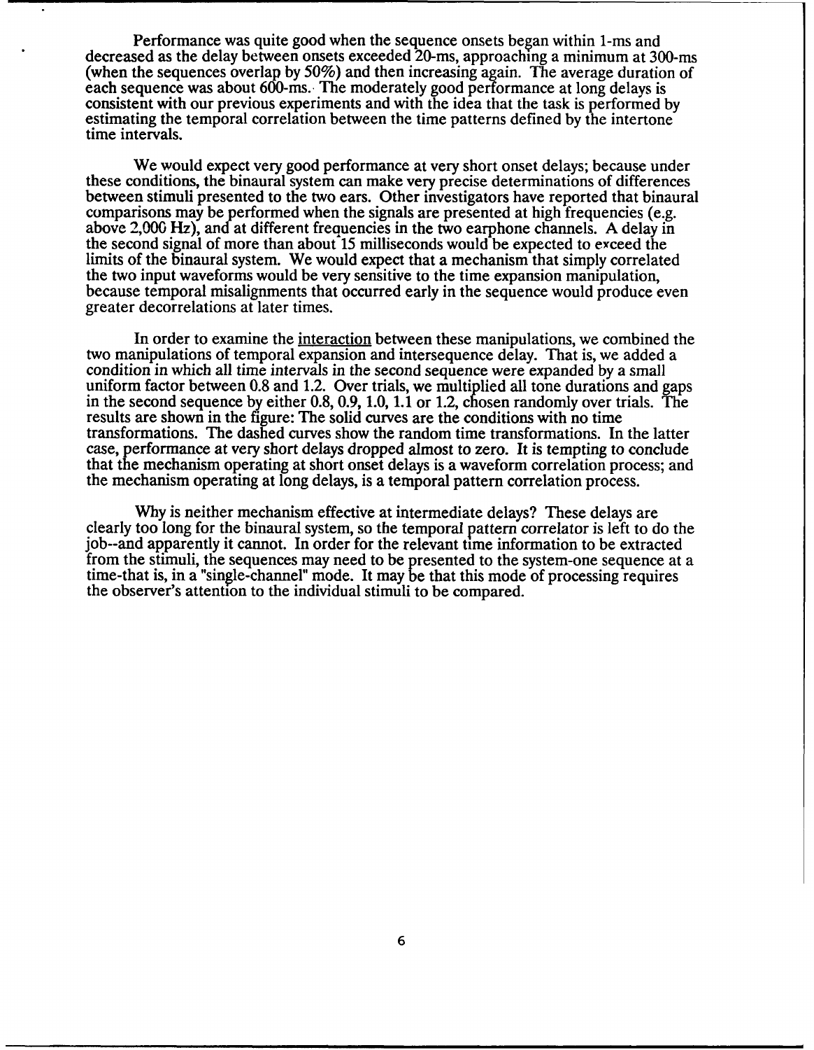Performance was quite good when the sequence onsets began within 1-ms and decreased as the delay between onsets exceeded 20-ms, approaching a minimum at 300-ms (when the sequences overlap by 50%) and then increasing again. The average duration of each sequence was about 600-ms. The moderately good performance at long delays is consistent with our previous experiments and with the idea that the task is performed by estimating the temporal correlation between the time patterns defined by the intertone time intervals.

We would expect very good performance at very short onset delays; because under these conditions, the binaural system can make very precise determinations of differences between stimuli presented to the two ears. Other investigators have reported that binaural comparisons may be performed when the signals are presented at high frequencies (e.g. above 2,000 Hz), and at different frequencies in the two earphone channels. A delay in the second signal of more than about 15 milliseconds would be expected to exceed the limits of the binaural system. We would expect that a mechanism that simply correlated the two input waveforms would be very sensitive to the time expansion manipulation, because temporal misalignments that occurred early in the sequence would produce even greater decorrelations at later times.

In order to examine the <u>interaction</u> between these manipulations, we combined the two manipulations of temporal expansion and intersequence delay. That is, we added a condition in which all time intervals in the second sequence were expanded by a small uniform factor between 0.8 and 1.2. Over trials, we multiplied all tone durations and gaps in the second sequence by either 0.8, 0.9, 1.0, 1.1 or 1.2, chosen randomly over trials. The results are shown in the figure: The solid curves are the conditions with no time transformations. The dashed curves show the random time transformations. In the latter case, performance at very short delays dropped almost to zero. It is tempting to conclude that the mechanism operating at short onset delays is a waveform correlation process; and the mechanism operating at long delays, is a temporal pattern correlation process.

Why is neither mechanism effective at intermediate delays? These delays are clearly too long for the binaural system, so the temporal pattern correlator is left to do the job--and apparently it cannot. In order for the relevant time information to be extracted from the stimuli, the sequences may need to be presented to the system-one sequence at a time-that is, in a "single-channel" mode. It may be that this mode of processing requires the observer's attention to the individual stimuli to be compared.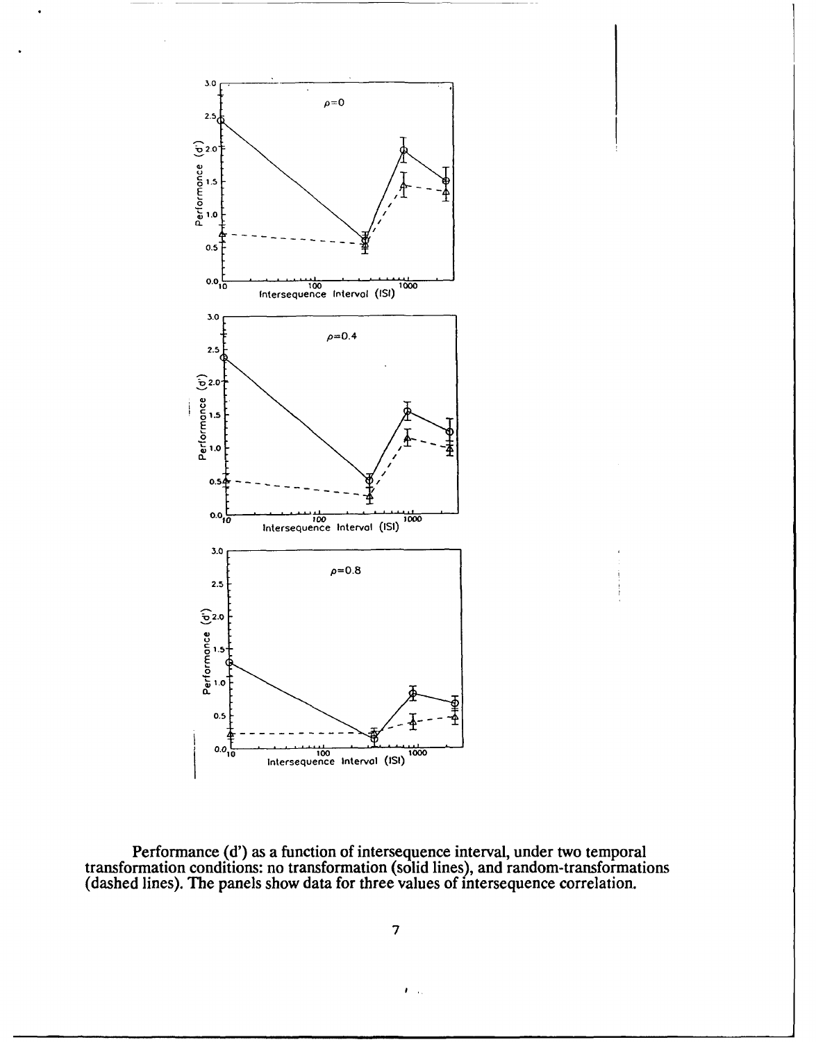Performance (d') as a function of intersequence interval, under two temporal transformation conditions: no transformation (solid lines), and random-transformations (dashed lines). The panels show data for three values of intersequence correlation.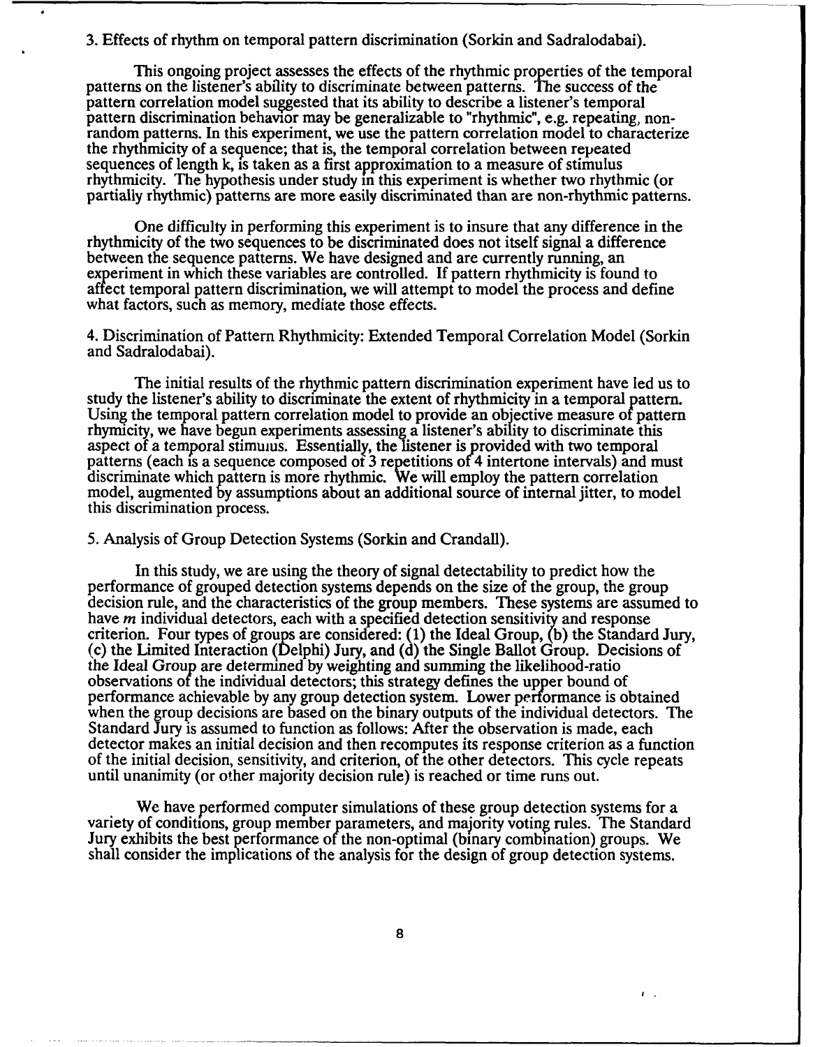3. Effects of rhythm on temporal pattern discrimination (Sorkin and Sadralodabai).

This ongoing project assesses the effects of the rhythmic properties of the temporal patterns on the listener's ability to discriminate between patterns. The success of the pattern correlation model suggested that its ability to describe a listener's temporal pattern discrimination behavior may be generalizable to "rhythmic", e.g. repeating, non-random patterns. In this experiment, we use the pattern correlation model to characterize the rhythmicity of a sequence; that is, the temporal correlation between repeated sequences of length k, is taken as a first approximation to a measure of stimulus rhythmicity. The hypothesis under study in this experiment is whether two rhythmic (or partially rhythmic) patterns are more easily discriminated than are non-rhythmic patterns.

One difficulty in performing this experiment is to insure that any difference in the rhythmicity of the two sequences to be discriminated does not itself signal a difference between the sequence patterns. We have designed and are currently running, an experiment in which these variables are controlled. If pattern rhythmicity is found to affect temporal pattern discrimination, we will attempt to model the process and define what factors, such as memory, mediate those effects.

4. Discrimination of Pattern Rhythmicity: Extended Temporal Correlation Model (Sorkin and Sadralodabai).

The initial results of the rhythmic pattern discrimination experiment have led us to study the listener's ability to discriminate the extent of rhythmicity in a temporal pattern. Using the temporal pattern correlation model to provide an objective measure of pattern rhymicity, we have begun experiments assessing a listener's ability to discriminate this aspect of a temporal stimuius. Essentially, the listener is provided with two temporal patterns (each is a sequence composed of 3 repetitions of 4 intertone intervals) and must discriminate which pattern is more rhythmic. We will employ the pattern correlation model, augmented by assumptions about an additional source of internal jitter, to model this discrimination process.

5. Analysis of Group Detection Systems (Sorkin and Crandall).

In this study, we are using the theory of signal detectability to predict how the performance of grouped detection systems depends on the size of the group, the group decision rule, and the characteristics of the group members. These systems are assumed to have *m* individual detectors, each with a specified detection sensitivity and response criterion. Four types of groups are considered: (1) the Ideal Group, (b) the Standard Jury, (c) the Limited Interaction (Delphi) Jury, and (d) the Single Ballot Group. Decisions of the Ideal Group are determined by weighting and summing the likelihood-ratio observations of the individual detectors; this strategy defines the upper bound of performance achievable by any group detection system. Lower performance is obtained when the group decisions are based on the binary outputs of the individual detectors. The Standard Jury is assumed to function as follows: After the observation is made, each detector makes an initial decision and then recomputes its response criterion as a function of the initial decision, sensitivity, and criterion, of the other detectors. This cycle repeats until unanimity (or other majority decision rule) is reached or time runs out.

We have performed computer simulations of these group detection systems for a variety of conditions, group member parameters, and majority voting rules. The Standard Jury exhibits the best performance of the non-optimal (binary combination) groups. We shall consider the implications of the analysis for the design of group detection systems.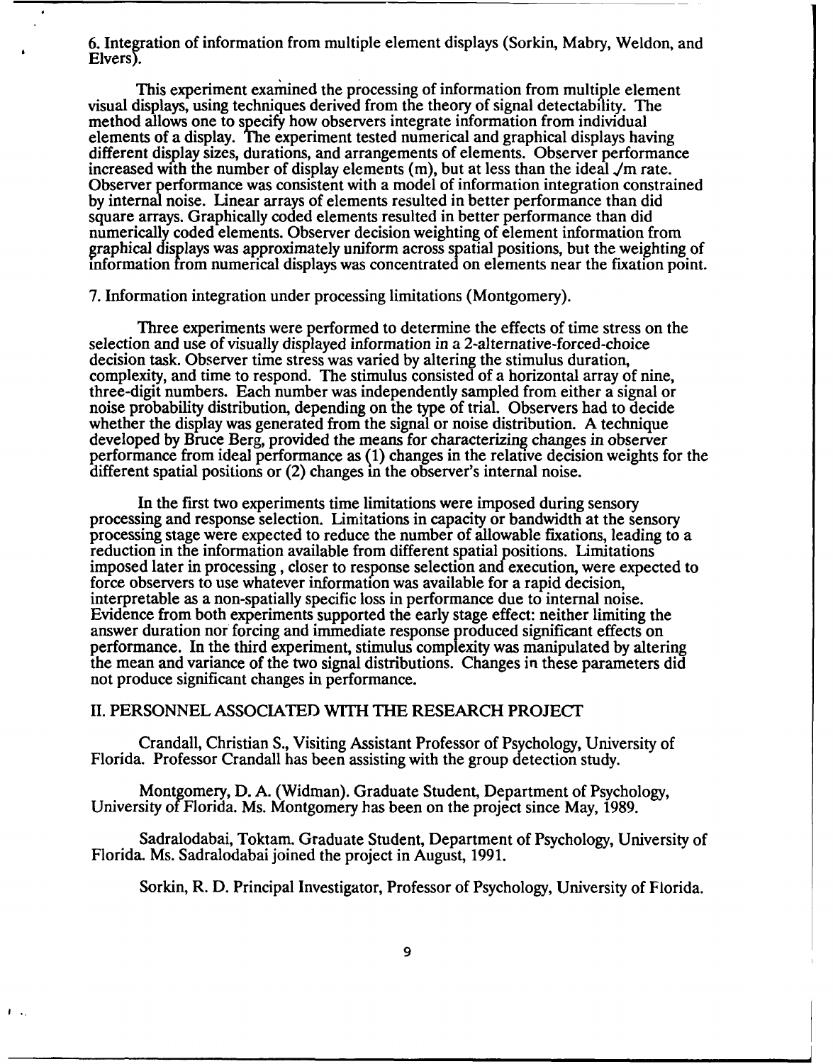6. Integration of information from multiple element displays (Sorkin, Mabry, Weldon, and Elvers).

This experiment examined the processing of information from multiple element visual displays, using techniques derived from the theory of signal detectability. The method allows one to specify how observers integrate information from individual elements of a display. The experiment tested numerical and graphical displays having different display sizes, durations, and arrangements of elements. Observer performance increased with the number of display elements (m), but at less than the ideal $\sqrt{m}$ rate. Observer performance was consistent with a model of information integration constrained by internal noise. Linear arrays of elements resulted in better performance than did square arrays. Graphically coded elements resulted in better performance than did numerically coded elements. Observer decision weighting of element information from graphical displays was approximately uniform across spatial positions, but the weighting of information from numerical displays was concentrated on elements near the fixation point.

7. Information integration under processing limitations (Montgomery).

Three experiments were performed to determine the effects of time stress on the selection and use of visually displayed information in a 2-alternative-forced-choice decision task. Observer time stress was varied by altering the stimulus duration, complexity, and time to respond. The stimulus consisted of a horizontal array of nine, three-digit numbers. Each number was independently sampled from either a signal or noise probability distribution, depending on the type of trial. Observers had to decide whether the display was generated from the signal or noise distribution. A technique developed by Bruce Berg, provided the means for characterizing changes in observer performance from ideal performance as (1) changes in the relative decision weights for the different spatial positions or (2) changes in the observer's internal noise.

In the first two experiments time limitations were imposed during sensory processing and response selection. Limitations in capacity or bandwidth at the sensory processing stage were expected to reduce the number of allowable fixations, leading to a reduction in the information available from different spatial positions. Limitations imposed later in processing , closer to response selection and execution, were expected to force observers to use whatever information was available for a rapid decision, interpretable as a non-spatially specific loss in performance due to internal noise. Evidence from both experiments supported the early stage effect: neither limiting the answer duration nor forcing and immediate response produced significant effects on performance. In the third experiment, stimulus complexity was manipulated by altering the mean and variance of the two signal distributions. Changes in these parameters did not produce significant changes in performance.

## II. PERSONNEL ASSOCIATED WITH THE RESEARCH PROJECT

Crandall, Christian S., Visiting Assistant Professor of Psychology, University of Florida. Professor Crandall has been assisting with the group detection study.

Montgomery, D. A. (Widman). Graduate Student, Department of Psychology, University of Florida. Ms. Montgomery has been on the project since May, 1989.

Sadralodabai, Toktam. Graduate Student, Department of Psychology, University of Florida. Ms. Sadralodabai joined the project in August, 1991.

Sorkin, R. D. Principal Investigator, Professor of Psychology, University of Florida.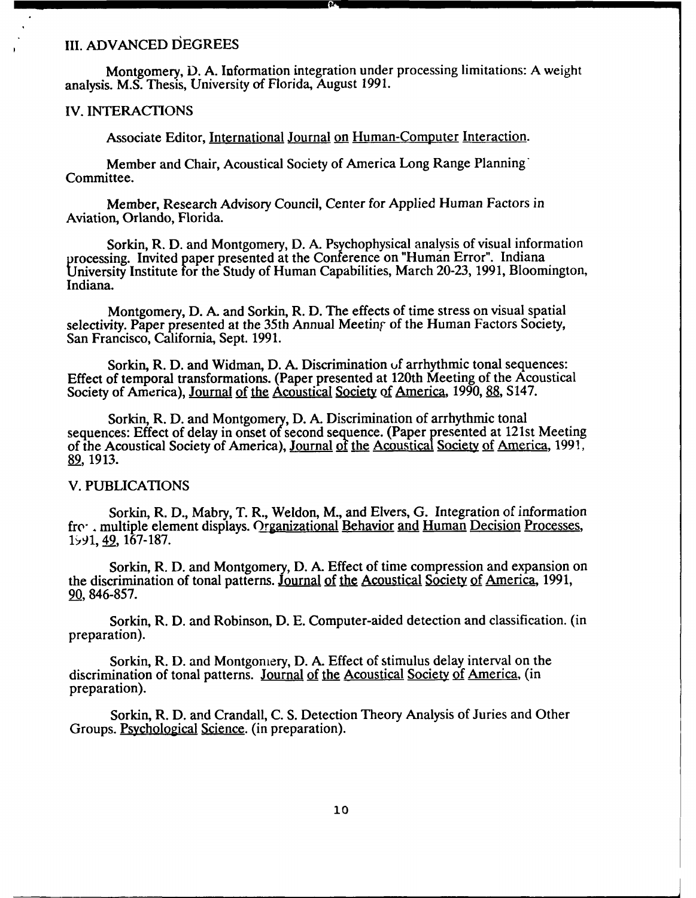## III. ADVANCED DEGREES

Montgomery, D. A. Information integration under processing limitations: A weight analysis. M.S. Thesis, University of Florida, August 1991.

## IV. INTERACTIONS

Associate Editor, International Journal on Human-Computer Interaction.

Member and Chair, Acoustical Society of America Long Range Planning Committee.

Member, Research Advisory Council, Center for Applied Human Factors in Aviation, Orlando, Florida.

Sorkin, R. D. and Montgomery, D. A. Psychophysical analysis of visual information processing. Invited paper presented at the Conference on "Human Error". Indiana University Institute for the Study of Human Capabilities, March 20-23, 1991, Bloomington, Indiana.

Montgomery, D. A. and Sorkin, R. D. The effects of time stress on visual spatial selectivity. Paper presented at the 35th Annual Meeting of the Human Factors Society, San Francisco, California, Sept. 1991.

Sorkin, R. D. and Widman, D. A. Discrimination of arrhythmic tonal sequences: Effect of temporal transformations. (Paper presented at 120th Meeting of the Acoustical Society of America), Journal of the Acoustical Society of America, 1990, 88, S147.

Sorkin, R. D. and Montgomery, D. A. Discrimination of arrhythmic tonal sequences: Effect of delay in onset of second sequence. (Paper presented at 121st Meeting of the Acoustical Society of America), Journal of the Acoustical Society of America, 1991, 89, 1913.

## V. PUBLICATIONS

Sorkin, R. D., Mabry, T. R., Weldon, M., and Elvers, G. Integration of information from multiple element displays. Organizational Behavior and Human Decision Processes, 1991, 49, 167-187.

Sorkin, R. D. and Montgomery, D. A. Effect of time compression and expansion on the discrimination of tonal patterns. Journal of the Acoustical Society of America, 1991, 90, 846-857.

Sorkin, R. D. and Robinson, D. E. Computer-aided detection and classification. (in preparation).

Sorkin, R. D. and Montgomery, D. A. Effect of stimulus delay interval on the discrimination of tonal patterns. Journal of the Acoustical Society of America, (in preparation).

Sorkin, R. D. and Crandall, C. S. Detection Theory Analysis of Juries and Other Groups. Psychological Science. (in preparation).